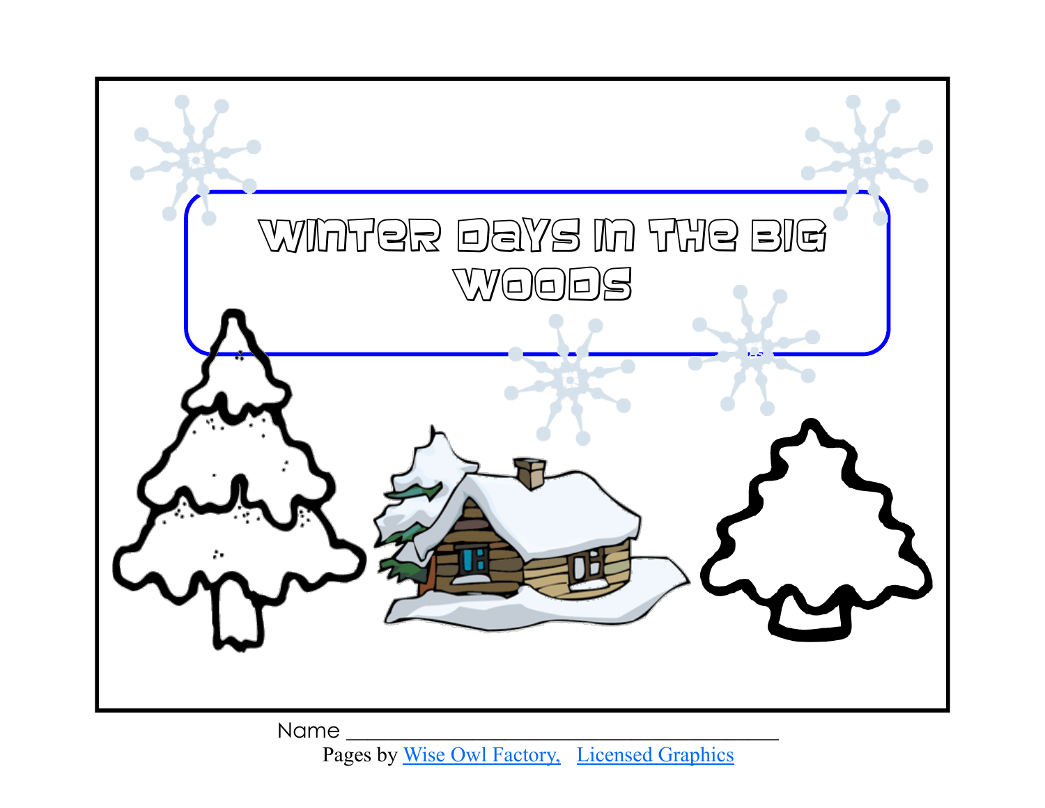# Winter Days in the Big Woods

Name ___________________________________________

Pages by Wise Owl Factory, Licensed Graphics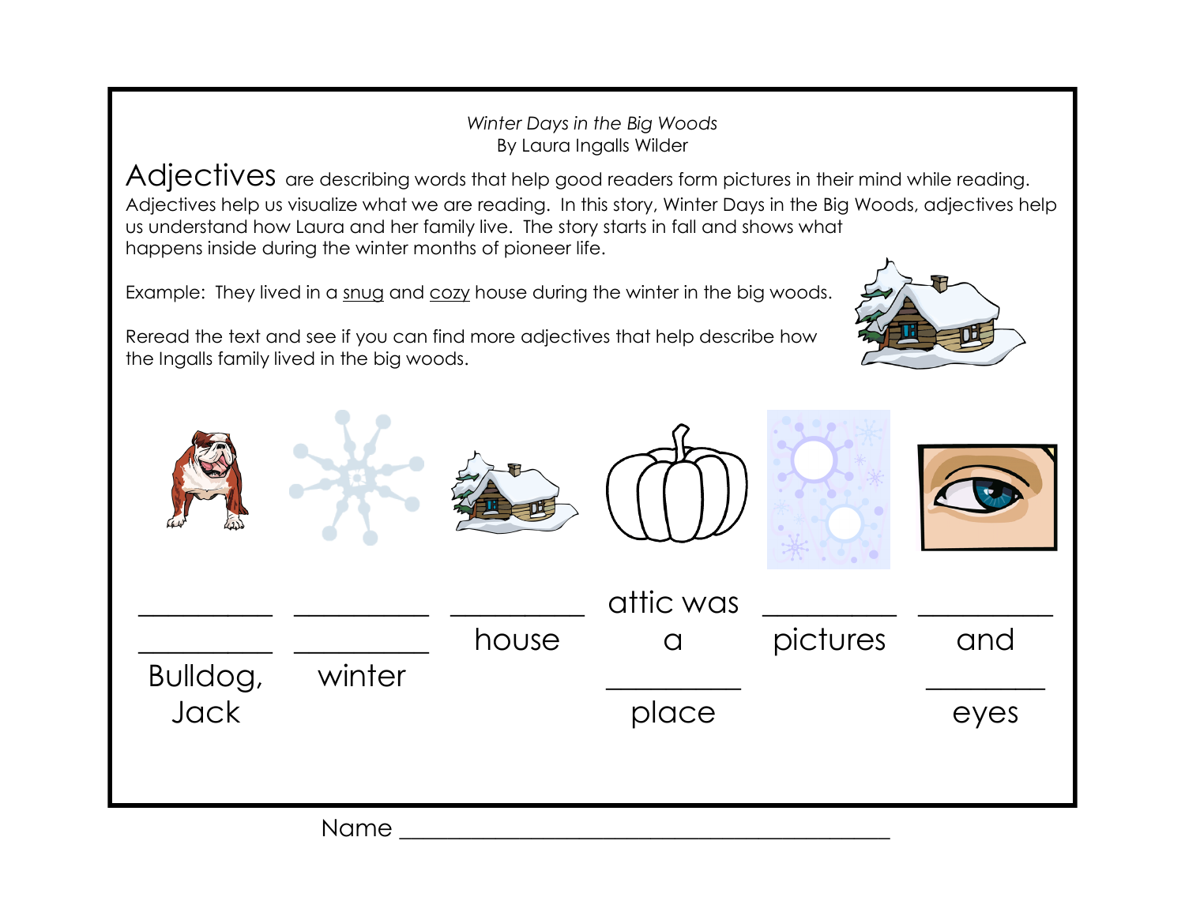*Winter Days in the Big Woods*
By Laura Ingalls Wilder

**Adjectives** are describing words that help good readers form pictures in their mind while reading. Adjectives help us visualize what we are reading. In this story, Winter Days in the Big Woods, adjectives help us understand how Laura and her family live. The story starts in fall and shows what happens inside during the winter months of pioneer life.

Example: They lived in a snug and cozy house during the winter in the big woods.

Reread the text and see if you can find more adjectives that help describe how the Ingalls family lived in the big woods.

| | | | | | |
|---|---|---|---|---|---|
| __________ __________ Bulldog, Jack | __________ __________ winter | __________ house | attic was a __________ place | __________ pictures | __________ and __________ eyes |

Name ________________________________________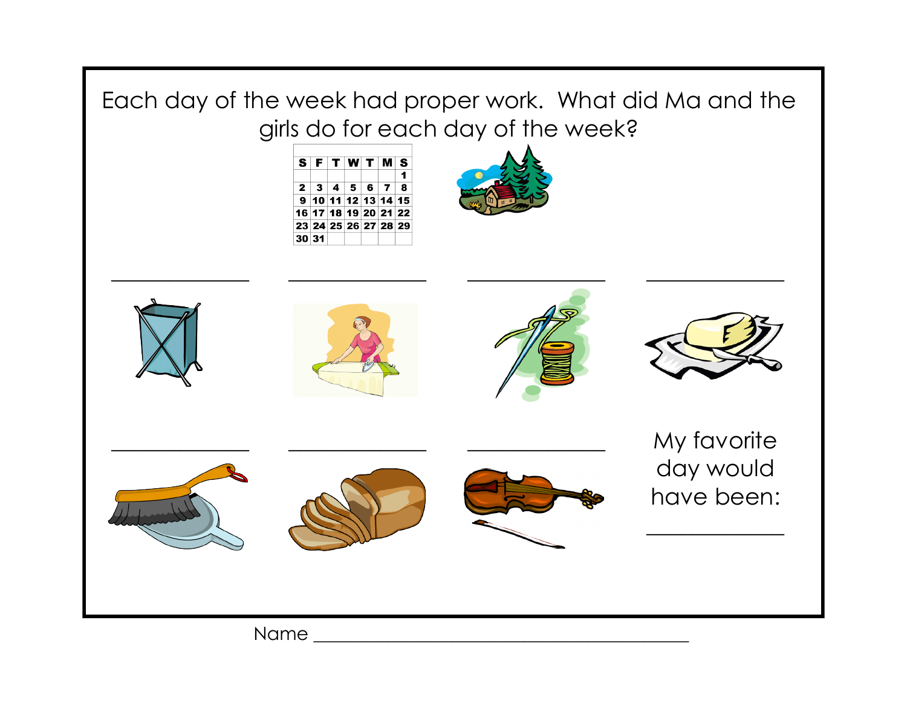Each day of the week had proper work. What did Ma and the girls do for each day of the week?

| S | F | T | W | T | M | S |
|---|---|---|---|---|---|---|
| | | | | | | 1 |
| 2 | 3 | 4 | 5 | 6 | 7 | 8 |
| 9 | 10 | 11 | 12 | 13 | 14 | 15 |
| 16 | 17 | 18 | 19 | 20 | 21 | 22 |
| 23 | 24 | 25 | 26 | 27 | 28 | 29 |
| 30 | 31 | | | | | |

_______________ _______________ _______________ _______________

_______________ _______________ _______________

My favorite day would have been:

_______________

Name _______________________________________________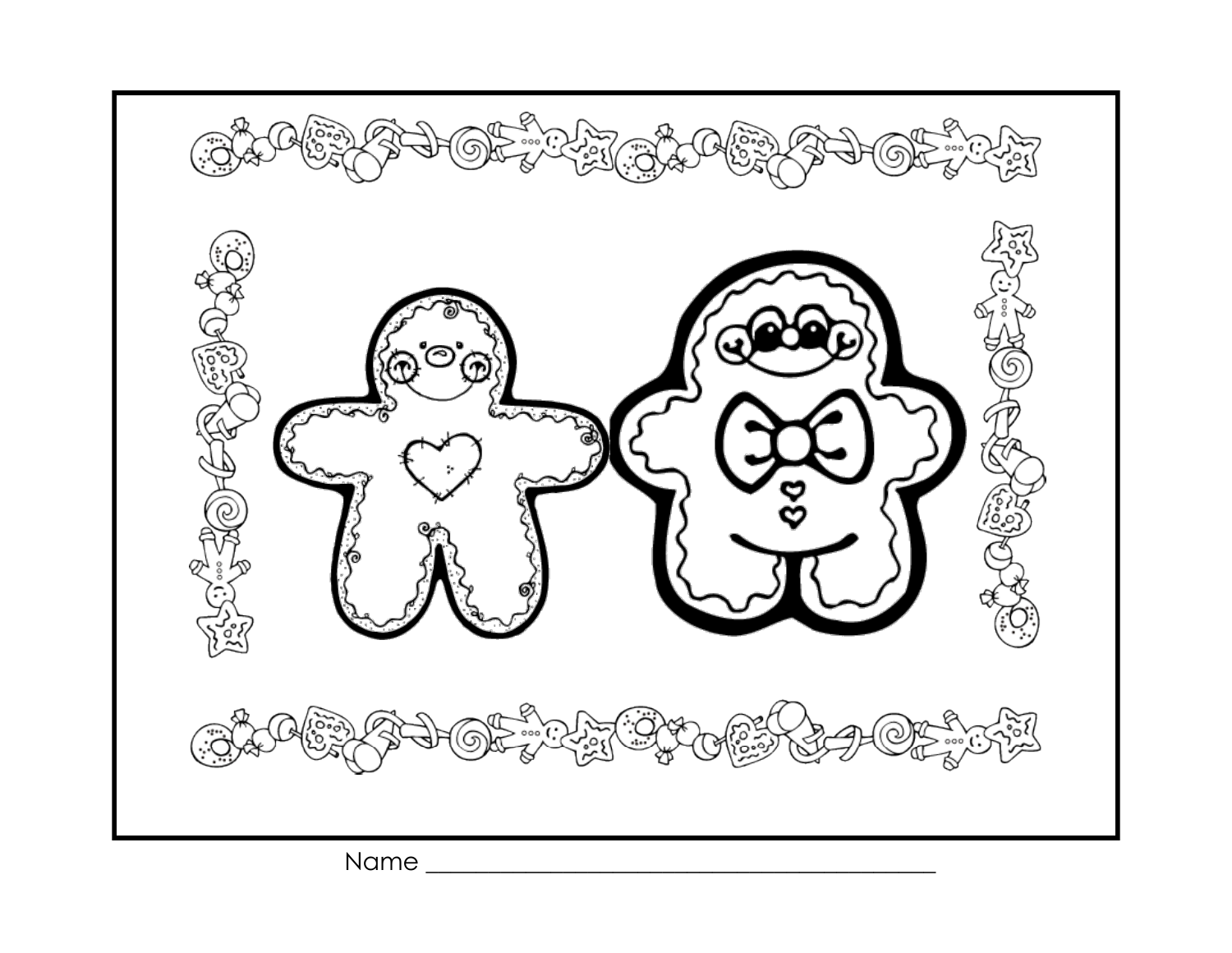Name ___________________________________________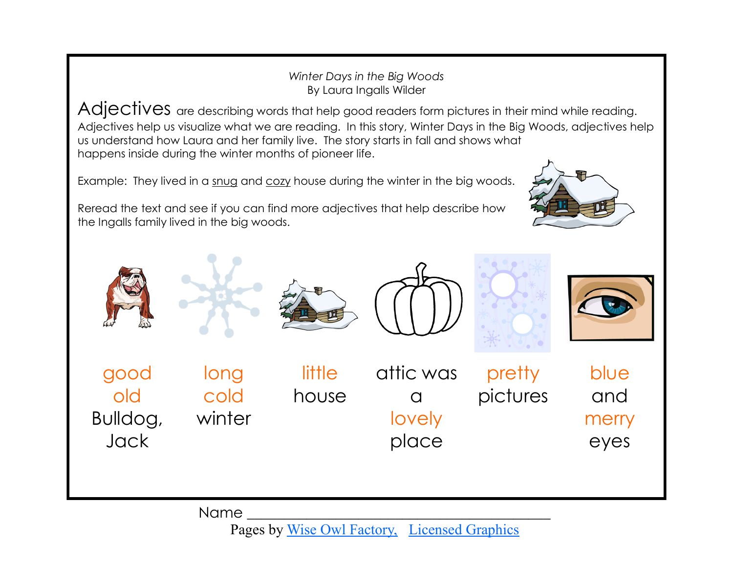*Winter Days in the Big Woods*
By Laura Ingalls Wilder

**Adjectives** are describing words that help good readers form pictures in their mind while reading. Adjectives help us visualize what we are reading. In this story, Winter Days in the Big Woods, adjectives help us understand how Laura and her family live. The story starts in fall and shows what happens inside during the winter months of pioneer life.

Example: They lived in a snug and cozy house during the winter in the big woods.

Reread the text and see if you can find more adjectives that help describe how the Ingalls family lived in the big woods.

| good old Bulldog, Jack | long cold winter | little house | attic was a lovely place | pretty pictures | blue and merry eyes |
|---|---|---|---|---|---|

Name ____________________________________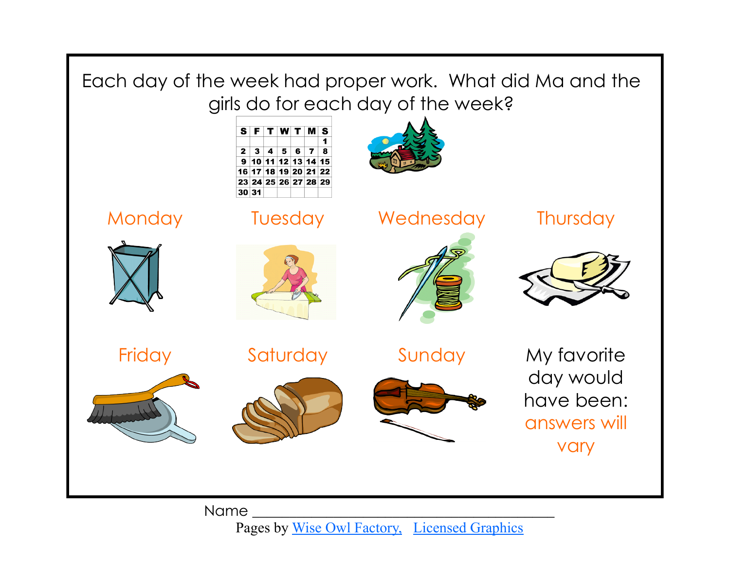Each day of the week had proper work. What did Ma and the girls do for each day of the week?

Monday

Tuesday

Wednesday

Thursday

Friday

Saturday

Sunday

My favorite day would have been: answers will vary

Name ________________________________________

Pages by Wise Owl Factory, Licensed Graphics